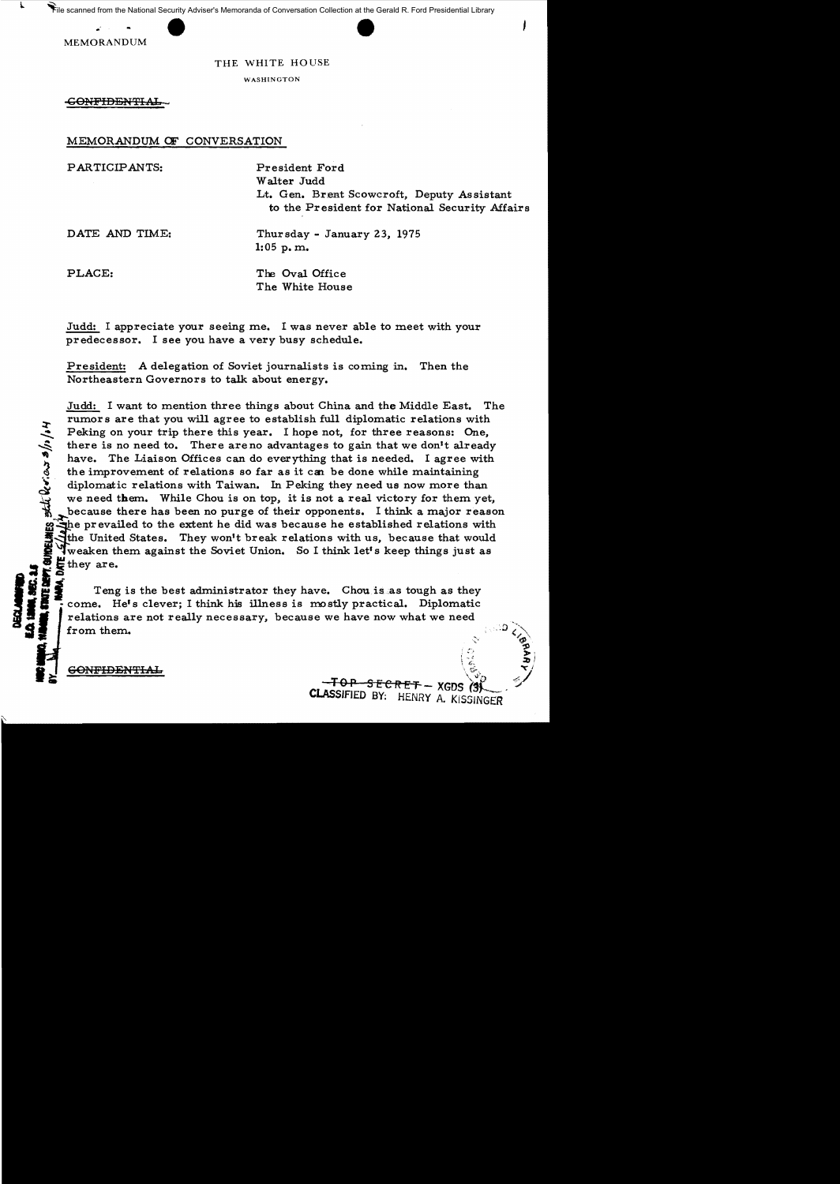MEMORANDUM

THE WHITE HOUSE

WASHINGTON

~~CONFIDENTIAL~~

MEMORANDUM OF CONVERSATION

PARTICIPANTS: President Ford
Walter Judd
Lt. Gen. Brent Scowcroft, Deputy Assistant to the President for National Security Affairs

DATE AND TIME: Thursday - January 23, 1975
1:05 p.m.

PLACE: The Oval Office
The White House

Judd: I appreciate your seeing me. I was never able to meet with your predecessor. I see you have a very busy schedule.

President: A delegation of Soviet journalists is coming in. Then the Northeastern Governors to talk about energy.

Judd: I want to mention three things about China and the Middle East. The rumors are that you will agree to establish full diplomatic relations with Peking on your trip there this year. I hope not, for three reasons: One, there is no need to. There are no advantages to gain that we don't already have. The Liaison Offices can do everything that is needed. I agree with the improvement of relations so far as it can be done while maintaining diplomatic relations with Taiwan. In Peking they need us now more than we need them. While Chou is on top, it is not a real victory for them yet, because there has been no purge of their opponents. I think a major reason he prevailed to the extent he did was because he established relations with the United States. They won't break relations with us, because that would weaken them against the Soviet Union. So I think let's keep things just as they are.

Teng is the best administrator they have. Chou is as tough as they come. He's clever; I think his illness is mostly practical. Diplomatic relations are not really necessary, because we have now what we need from them.

~~CONFIDENTIAL~~

~~TOP SECRET~~ – XGDS (3)
CLASSIFIED BY: HENRY A. KISSINGER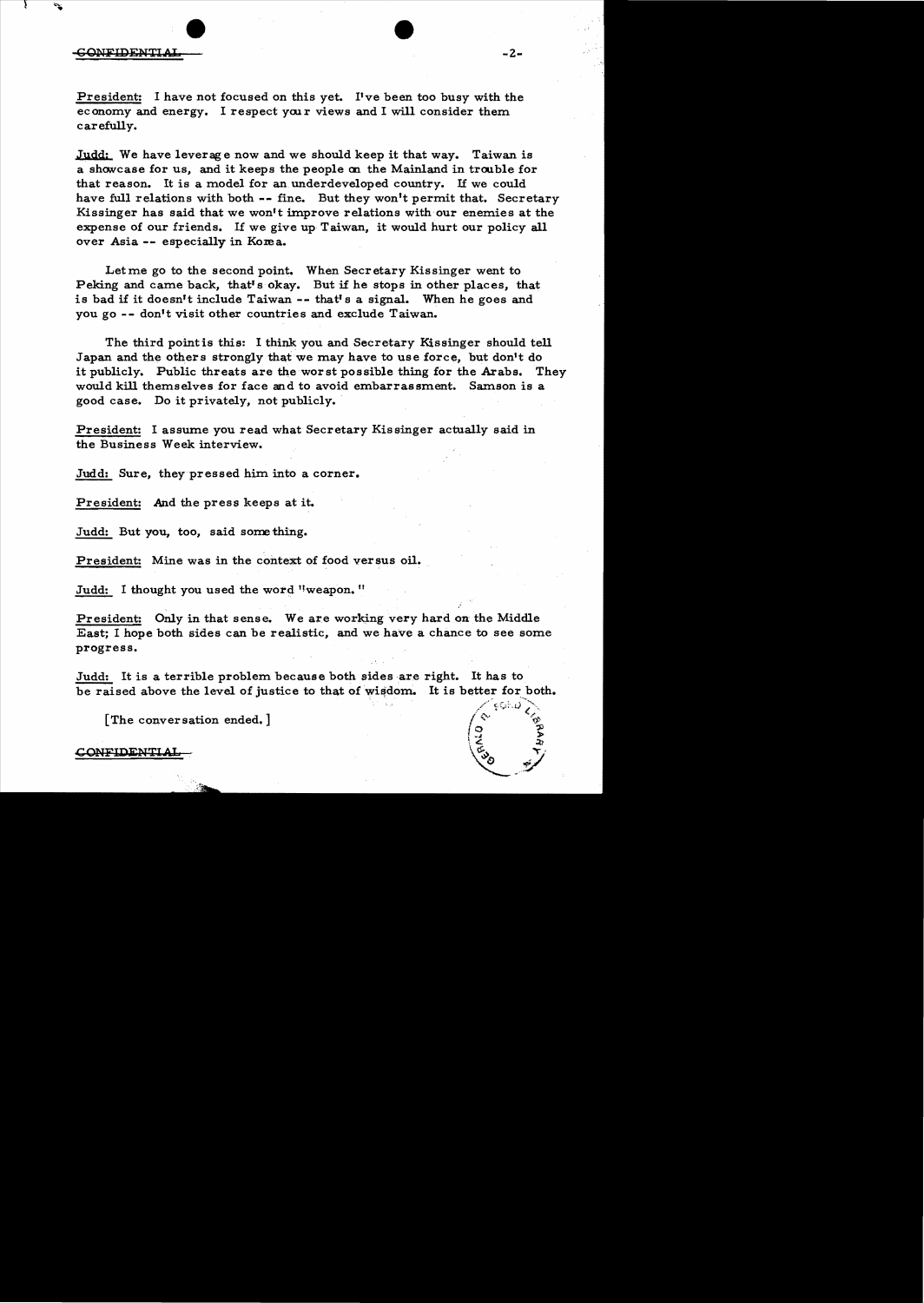CONFIDENTIAL

President: I have not focused on this yet. I've been too busy with the economy and energy. I respect your views and I will consider them carefully.

Judd: We have leverage now and we should keep it that way. Taiwan is a showcase for us, and it keeps the people on the Mainland in trouble for that reason. It is a model for an underdeveloped country. If we could have full relations with both -- fine. But they won't permit that. Secretary Kissinger has said that we won't improve relations with our enemies at the expense of our friends. If we give up Taiwan, it would hurt our policy all over Asia -- especially in Korea.

Let me go to the second point. When Secretary Kissinger went to Peking and came back, that's okay. But if he stops in other places, that is bad if it doesn't include Taiwan -- that's a signal. When he goes and you go -- don't visit other countries and exclude Taiwan.

The third point is this: I think you and Secretary Kissinger should tell Japan and the others strongly that we may have to use force, but don't do it publicly. Public threats are the worst possible thing for the Arabs. They would kill themselves for face and to avoid embarrassment. Samson is a good case. Do it privately, not publicly.

President: I assume you read what Secretary Kissinger actually said in the Business Week interview.

Judd: Sure, they pressed him into a corner.

President: And the press keeps at it.

Judd: But you, too, said something.

President: Mine was in the context of food versus oil.

Judd: I thought you used the word "weapon."

President: Only in that sense. We are working very hard on the Middle East; I hope both sides can be realistic, and we have a chance to see some progress.

Judd: It is a terrible problem because both sides are right. It has to be raised above the level of justice to that of wisdom. It is better for both.

[The conversation ended.]

CONFIDENTIAL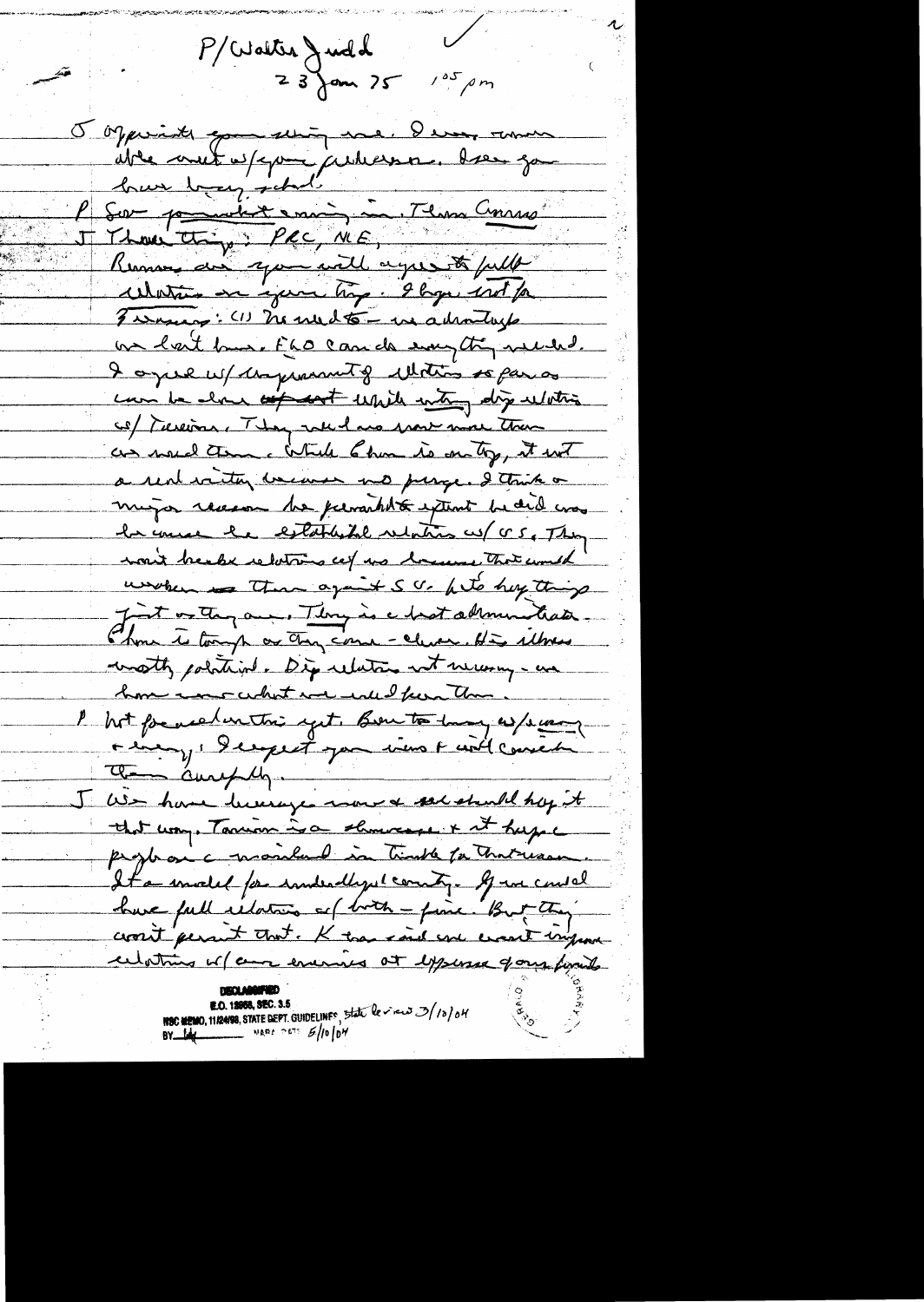P/Walter Judd

23 Jan 75 1:05 pm

J Appreciate your seeing me. I was more able meet w/your predecessor. I see you have been busy.

P Saw your article coming in Then Comm'

J Three things: PRC, ME, Russians and you will agree to full relations in your trip. I hope not for 3 reasons: (1) No need to – no advantage we lost here. FLO can do everything needed. I agree w/improvement of relations so far as can be done without upsetting dip relations w/Taiwan. They would lose more more than we would gain. While Chou is on top, it not a real rivalry because no purge. I think a major reason he permitted to extent he did was he once he established relations w/US. They won't break relations w/us because that would weaken us then against SU. He'd try things just as they are. Teng is a best administrator. Chou is tough as they come – clever. He is ultimately political. Dip relations not necessary – we have more what we need from them.

P Not focused on this yet. Been too busy w/economy & energy. I respect your views & will consider them carefully.

J We have leverage now & we should keep it that way. Taiwan is a showcase & it keeps people on mainland in trouble for that reason. It a model for underdeveloped country. If we could have full relations w/both – fine. But they won't permit that. K has said we won't improve relations w/our enemies at expense of our friends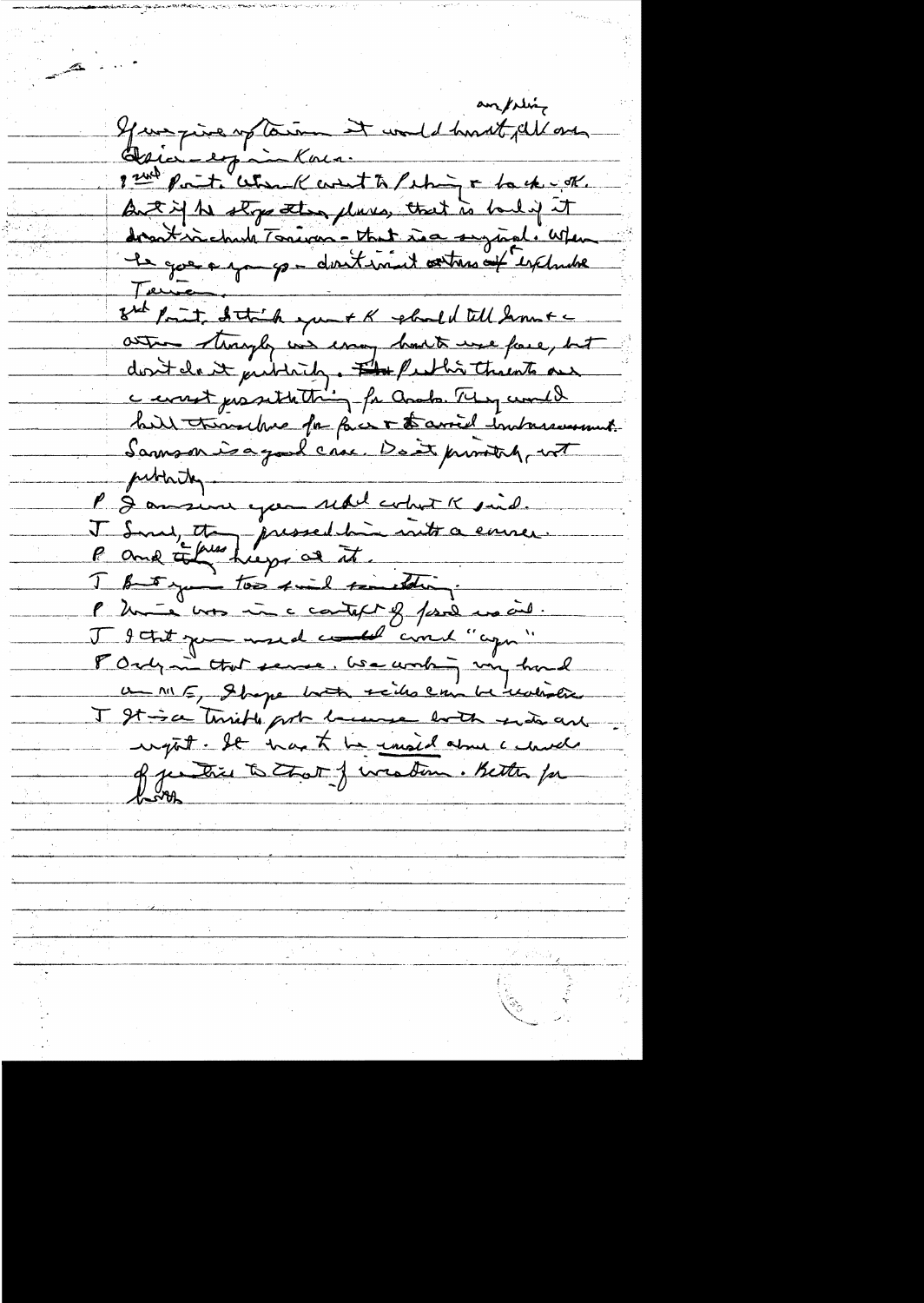anything
If we give up Taiwan it would hurt all over Asia – esp in Korea.

2nd Point. When K went to Peking & back – OK. But if he stops other places, that is bad if it doesn't include Taiwan – that is a signal. When he goes a group – don't mind or try of exclude Taiwan.

3rd Point. I think you & K should tell Israel & other strongly we may have to use force, but don't do it publicly. The public threats are a ~~worst~~ possible thing for Arabs. They would kill themselves for face & to avoid embarrassment. Samson is a good case. Do it privately, not publicly.

P I assume you read what K said.

J Sure, they pressed him into a corner.

P And the press keeps at it.

J But you too said something.

P Mine was in a context of food as oil.

J I thought you used ~~could~~ word "cope."

P Only in that sense. We are working very hard on ME, I hope both sides can be realistic.

J It is a terrible prob because both sides are right. It has to be raised above a level of justice to that of wisdom. Better for both.